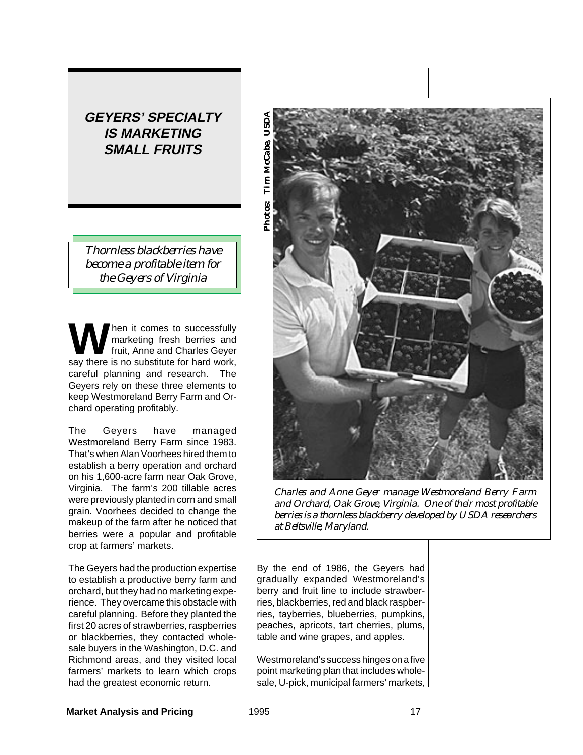# GEYERS' SPECIALTY IS MARKETING SMALL FRUITS

*Thornless blackberries have become a profitable item for the Geyers of Virginia*

When it comes to successfully marketing fresh berries and fruit, Anne and Charles Geyer say there is no substitute for hard work, careful planning and research. The Geyers rely on these three elements to keep Westmoreland Berry Farm and Orchard operating profitably.

The Geyers have managed Westmoreland Berry Farm since 1983. That's when Alan Voorhees hired them to establish a berry operation and orchard on his 1,600-acre farm near Oak Grove, Virginia. The farm's 200 tillable acres were previously planted in corn and small grain. Voorhees decided to change the makeup of the farm after he noticed that berries were a popular and profitable crop at farmers' markets.

The Geyers had the production expertise to establish a productive berry farm and orchard, but they had no marketing experience. They overcame this obstacle with careful planning. Before they planted the first 20 acres of strawberries, raspberries or blackberries, they contacted wholesale buyers in the Washington, D.C. and Richmond areas, and they visited local farmers' markets to learn which crops had the greatest economic return.

Photos: Tim McCabe, USDA

*Charles and Anne Geyer manage Westmoreland Berry Farm and Orchard, Oak Grove, Virginia. One of their most profitable berries is a thornless blackberry developed by USDA researchers at Beltsville, Maryland.*

By the end of 1986, the Geyers had gradually expanded Westmoreland's berry and fruit line to include strawberries, blackberries, red and black raspberries, tayberries, blueberries, pumpkins, peaches, apricots, tart cherries, plums, table and wine grapes, and apples.

Westmoreland's success hinges on a five point marketing plan that includes wholesale, U-pick, municipal farmers' markets,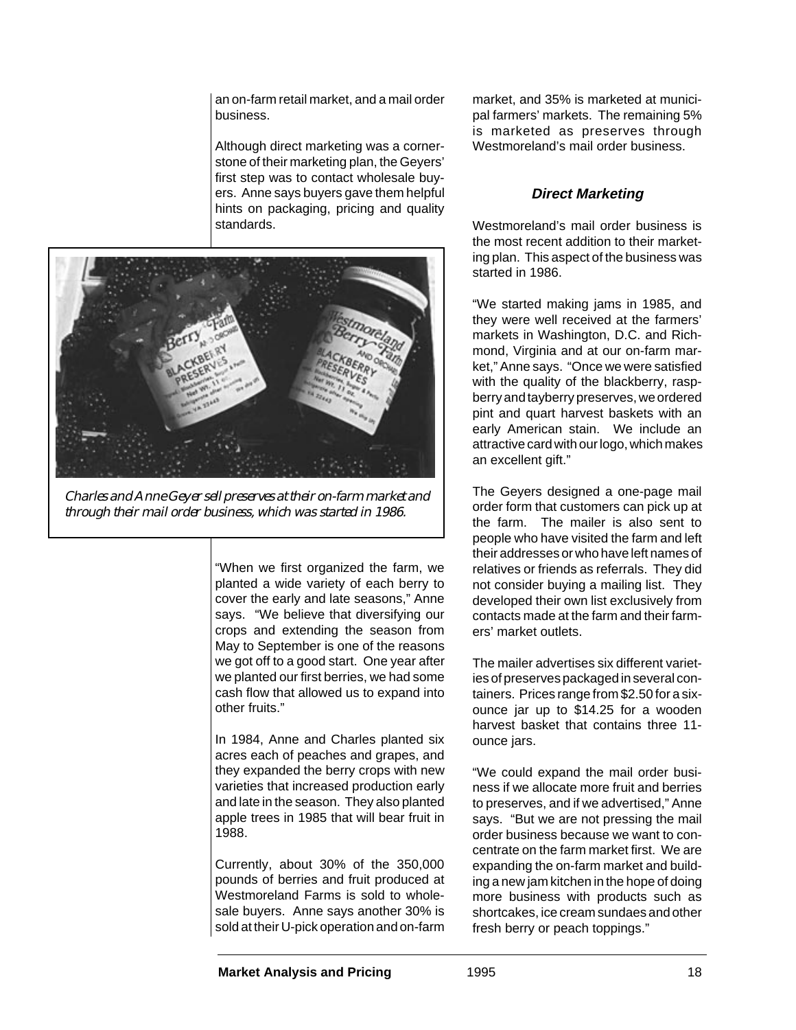an on-farm retail market, and a mail order business.

Although direct marketing was a cornerstone of their marketing plan, the Geyers' first step was to contact wholesale buyers. Anne says buyers gave them helpful hints on packaging, pricing and quality standards.

*Charles and Anne Geyer sell preserves at their on-farm market and through their mail order business, which was started in 1986.*

"When we first organized the farm, we planted a wide variety of each berry to cover the early and late seasons," Anne says. "We believe that diversifying our crops and extending the season from May to September is one of the reasons we got off to a good start. One year after we planted our first berries, we had some cash flow that allowed us to expand into other fruits."

In 1984, Anne and Charles planted six acres each of peaches and grapes, and they expanded the berry crops with new varieties that increased production early and late in the season. They also planted apple trees in 1985 that will bear fruit in 1988.

Currently, about 30% of the 350,000 pounds of berries and fruit produced at Westmoreland Farms is sold to wholesale buyers. Anne says another 30% is sold at their U-pick operation and on-farm market, and 35% is marketed at municipal farmers' markets. The remaining 5% is marketed as preserves through Westmoreland's mail order business.

### Direct Marketing

Westmoreland's mail order business is the most recent addition to their marketing plan. This aspect of the business was started in 1986.

"We started making jams in 1985, and they were well received at the farmers' markets in Washington, D.C. and Richmond, Virginia and at our on-farm market," Anne says. "Once we were satisfied with the quality of the blackberry, raspberry and tayberry preserves, we ordered pint and quart harvest baskets with an early American stain. We include an attractive card with our logo, which makes an excellent gift."

The Geyers designed a one-page mail order form that customers can pick up at the farm. The mailer is also sent to people who have visited the farm and left their addresses or who have left names of relatives or friends as referrals. They did not consider buying a mailing list. They developed their own list exclusively from contacts made at the farm and their farmers' market outlets.

The mailer advertises six different varieties of preserves packaged in several containers. Prices range from $2.50 for a six-ounce jar up to $14.25 for a wooden harvest basket that contains three 11-ounce jars.

"We could expand the mail order business if we allocate more fruit and berries to preserves, and if we advertised," Anne says. "But we are not pressing the mail order business because we want to concentrate on the farm market first. We are expanding the on-farm market and building a new jam kitchen in the hope of doing more business with products such as shortcakes, ice cream sundaes and other fresh berry or peach toppings."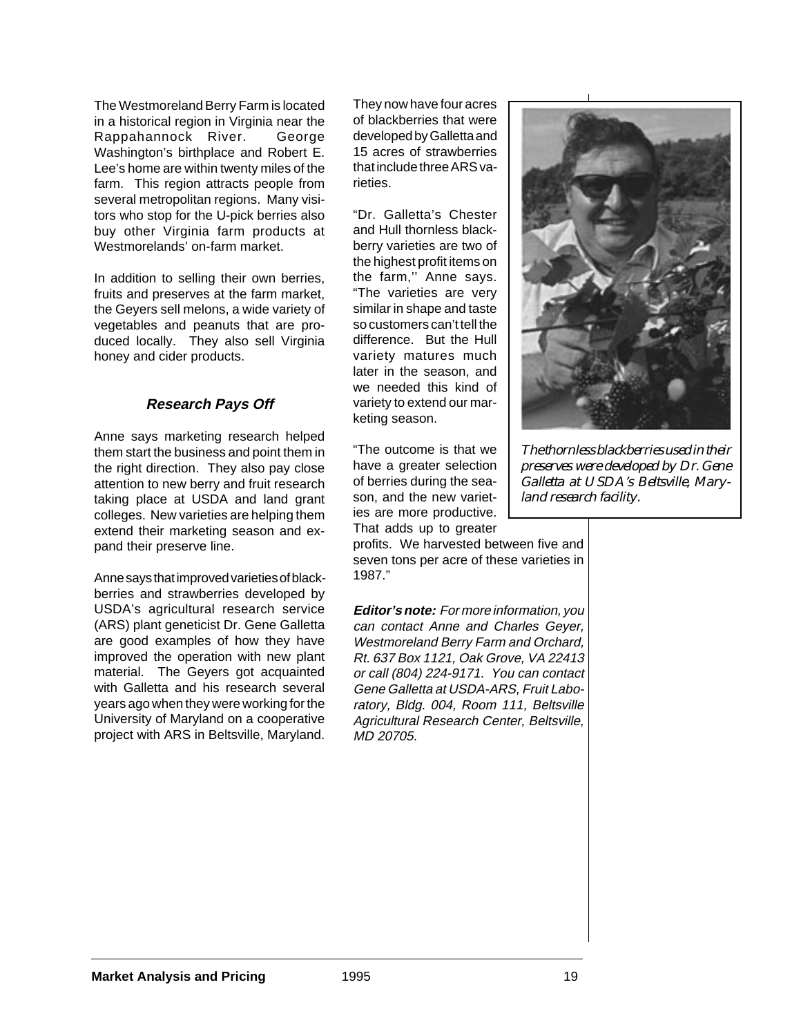The Westmoreland Berry Farm is located in a historical region in Virginia near the Rappahannock River. George Washington's birthplace and Robert E. Lee's home are within twenty miles of the farm. This region attracts people from several metropolitan regions. Many visitors who stop for the U-pick berries also buy other Virginia farm products at Westmorelands' on-farm market.

In addition to selling their own berries, fruits and preserves at the farm market, the Geyers sell melons, a wide variety of vegetables and peanuts that are produced locally. They also sell Virginia honey and cider products.

### *Research Pays Off*

Anne says marketing research helped them start the business and point them in the right direction. They also pay close attention to new berry and fruit research taking place at USDA and land grant colleges. New varieties are helping them extend their marketing season and expand their preserve line.

Anne says that improved varieties of blackberries and strawberries developed by USDA's agricultural research service (ARS) plant geneticist Dr. Gene Galletta are good examples of how they have improved the operation with new plant material. The Geyers got acquainted with Galletta and his research several years ago when they were working for the University of Maryland on a cooperative project with ARS in Beltsville, Maryland.

They now have four acres of blackberries that were developed by Galletta and 15 acres of strawberries that include three ARS varieties.

"Dr. Galletta's Chester and Hull thornless blackberry varieties are two of the highest profit items on the farm," Anne says. "The varieties are very similar in shape and taste so customers can't tell the difference. But the Hull variety matures much later in the season, and we needed this kind of variety to extend our marketing season.

"The outcome is that we have a greater selection of berries during the season, and the new varieties are more productive. That adds up to greater profits. We harvested between five and seven tons per acre of these varieties in 1987."

*The thornless blackberries used in their preserves were developed by Dr. Gene Galletta at USDA's Beltsville, Maryland research facility.*

***Editor's note:*** *For more information, you can contact Anne and Charles Geyer, Westmoreland Berry Farm and Orchard, Rt. 637 Box 1121, Oak Grove, VA 22413 or call (804) 224-9171. You can contact Gene Galletta at USDA-ARS, Fruit Laboratory, Bldg. 004, Room 111, Beltsville Agricultural Research Center, Beltsville, MD 20705.*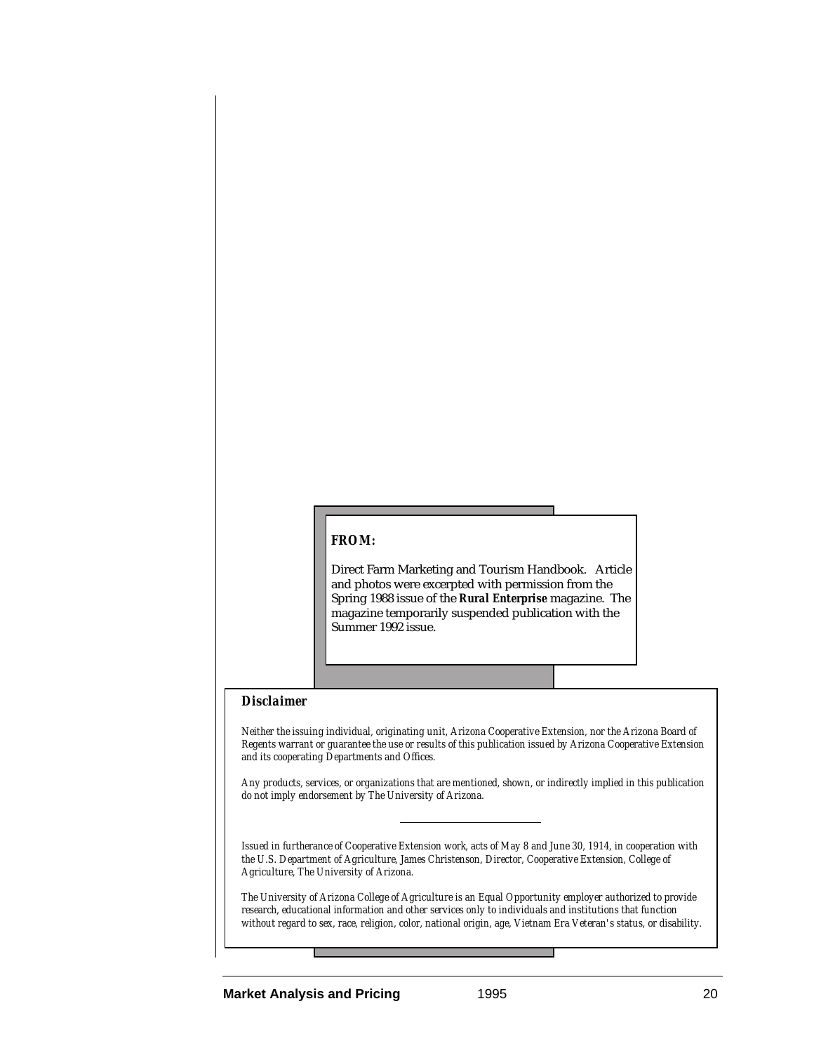**FROM:**

Direct Farm Marketing and Tourism Handbook. Article and photos were excerpted with permission from the Spring 1988 issue of the ***Rural Enterprise*** magazine. The magazine temporarily suspended publication with the Summer 1992 issue.

***Disclaimer***

*Neither the issuing individual, originating unit, Arizona Cooperative Extension, nor the Arizona Board of Regents warrant or guarantee the use or results of this publication issued by Arizona Cooperative Extension and its cooperating Departments and Offices.*

*Any products, services, or organizations that are mentioned, shown, or indirectly implied in this publication do not imply endorsement by The University of Arizona.*

---

*Issued in furtherance of Cooperative Extension work, acts of May 8 and June 30, 1914, in cooperation with the U.S. Department of Agriculture, James Christenson, Director, Cooperative Extension, College of Agriculture, The University of Arizona.*

*The University of Arizona College of Agriculture is an Equal Opportunity employer authorized to provide research, educational information and other services only to individuals and institutions that function without regard to sex, race, religion, color, national origin, age, Vietnam Era Veteran's status, or disability.*